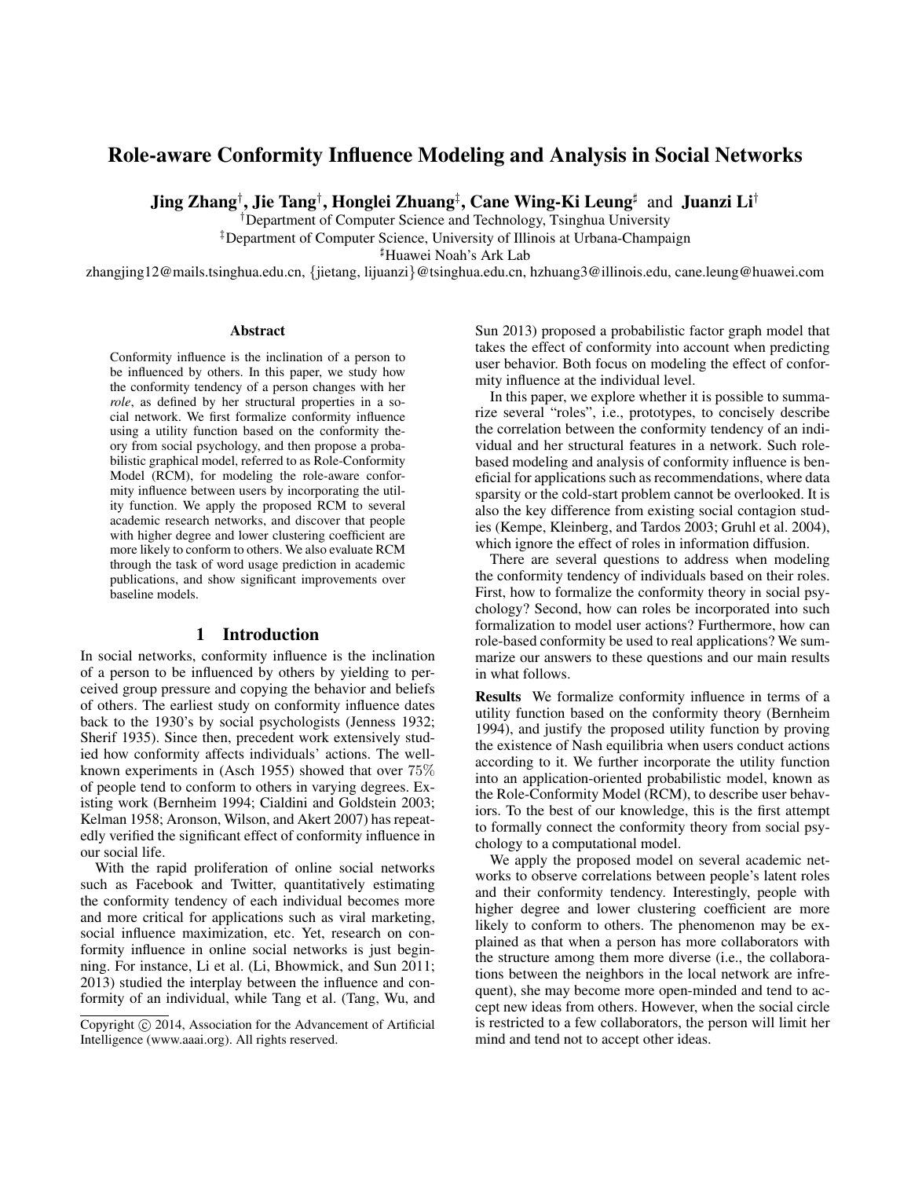# Role-aware Conformity Influence Modeling and Analysis in Social Networks

**Jing Zhang**[†], **Jie Tang**[†], **Honglei Zhuang**[‡], **Cane Wing-Ki Leung**[♯] and **Juanzi Li**[†]

[†]Department of Computer Science and Technology, Tsinghua University

[‡]Department of Computer Science, University of Illinois at Urbana-Champaign

[♯]Huawei Noah's Ark Lab

zhangjing12@mails.tsinghua.edu.cn, {jietang, lijuanzi}@tsinghua.edu.cn, hzhuang3@illinois.edu, cane.leung@huawei.com

### Abstract

Conformity influence is the inclination of a person to be influenced by others. In this paper, we study how the conformity tendency of a person changes with her *role*, as defined by her structural properties in a social network. We first formalize conformity influence using a utility function based on the conformity theory from social psychology, and then propose a probabilistic graphical model, referred to as Role-Conformity Model (RCM), for modeling the role-aware conformity influence between users by incorporating the utility function. We apply the proposed RCM to several academic research networks, and discover that people with higher degree and lower clustering coefficient are more likely to conform to others. We also evaluate RCM through the task of word usage prediction in academic publications, and show significant improvements over baseline models.

## 1 Introduction

In social networks, conformity influence is the inclination of a person to be influenced by others by yielding to perceived group pressure and copying the behavior and beliefs of others. The earliest study on conformity influence dates back to the 1930's by social psychologists (Jenness 1932; Sherif 1935). Since then, precedent work extensively studied how conformity affects individuals' actions. The well-known experiments in (Asch 1955) showed that over $75\%$ of people tend to conform to others in varying degrees. Existing work (Bernheim 1994; Cialdini and Goldstein 2003; Kelman 1958; Aronson, Wilson, and Akert 2007) has repeatedly verified the significant effect of conformity influence in our social life.

With the rapid proliferation of online social networks such as Facebook and Twitter, quantitatively estimating the conformity tendency of each individual becomes more and more critical for applications such as viral marketing, social influence maximization, etc. Yet, research on conformity influence in online social networks is just beginning. For instance, Li et al. (Li, Bhowmick, and Sun 2011; 2013) studied the interplay between the influence and conformity of an individual, while Tang et al. (Tang, Wu, and Sun 2013) proposed a probabilistic factor graph model that takes the effect of conformity into account when predicting user behavior. Both focus on modeling the effect of conformity influence at the individual level.

In this paper, we explore whether it is possible to summarize several "roles", i.e., prototypes, to concisely describe the correlation between the conformity tendency of an individual and her structural features in a network. Such role-based modeling and analysis of conformity influence is beneficial for applications such as recommendations, where data sparsity or the cold-start problem cannot be overlooked. It is also the key difference from existing social contagion studies (Kempe, Kleinberg, and Tardos 2003; Gruhl et al. 2004), which ignore the effect of roles in information diffusion.

There are several questions to address when modeling the conformity tendency of individuals based on their roles. First, how to formalize the conformity theory in social psychology? Second, how can roles be incorporated into such formalization to model user actions? Furthermore, how can role-based conformity be used to real applications? We summarize our answers to these questions and our main results in what follows.

**Results** We formalize conformity influence in terms of a utility function based on the conformity theory (Bernheim 1994), and justify the proposed utility function by proving the existence of Nash equilibria when users conduct actions according to it. We further incorporate the utility function into an application-oriented probabilistic model, known as the Role-Conformity Model (RCM), to describe user behaviors. To the best of our knowledge, this is the first attempt to formally connect the conformity theory from social psychology to a computational model.

We apply the proposed model on several academic networks to observe correlations between people's latent roles and their conformity tendency. Interestingly, people with higher degree and lower clustering coefficient are more likely to conform to others. The phenomenon may be explained as that when a person has more collaborators with the structure among them more diverse (i.e., the collaborations between the neighbors in the local network are infrequent), she may become more open-minded and tend to accept new ideas from others. However, when the social circle is restricted to a few collaborators, the person will limit her mind and tend not to accept other ideas.

Copyright © 2014, Association for the Advancement of Artificial Intelligence (www.aaai.org). All rights reserved.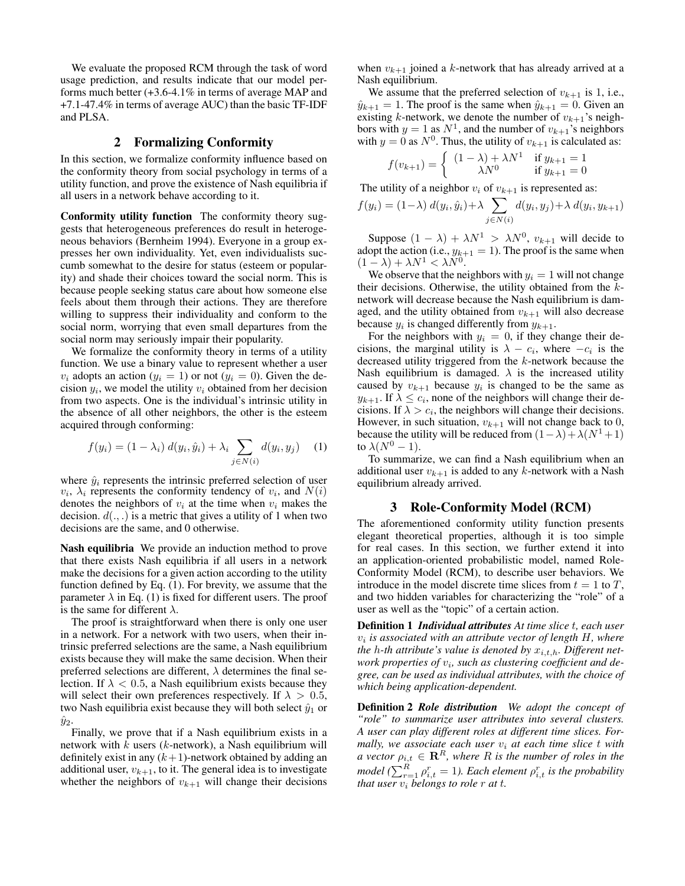We evaluate the proposed RCM through the task of word usage prediction, and results indicate that our model performs much better (+3.6-4.1% in terms of average MAP and +7.1-47.4% in terms of average AUC) than the basic TF-IDF and PLSA.

## 2 Formalizing Conformity

In this section, we formalize conformity influence based on the conformity theory from social psychology in terms of a utility function, and prove the existence of Nash equilibria if all users in a network behave according to it.

**Conformity utility function** The conformity theory suggests that heterogeneous preferences do result in heterogeneous behaviors (Bernheim 1994). Everyone in a group expresses her own individuality. Yet, even individualists succumb somewhat to the desire for status (esteem or popularity) and shade their choices toward the social norm. This is because people seeking status care about how someone else feels about them through their actions. They are therefore willing to suppress their individuality and conform to the social norm, worrying that even small departures from the social norm may seriously impair their popularity.

We formalize the conformity theory in terms of a utility function. We use a binary value to represent whether a user $v_i$ adopts an action ($y_i = 1$) or not ($y_i = 0$). Given the decision $y_i$, we model the utility $v_i$ obtained from her decision from two aspects. One is the individual's intrinsic utility in the absence of all other neighbors, the other is the esteem acquired through conforming:

$$f(y_i) = (1 - \lambda_i)\, d(y_i, \hat{y}_i) + \lambda_i \sum_{j \in N(i)} d(y_i, y_j) \quad (1)$$

where $\hat{y}_i$ represents the intrinsic preferred selection of user $v_i$, $\lambda_i$ represents the conformity tendency of $v_i$, and $N(i)$ denotes the neighbors of $v_i$ at the time when $v_i$ makes the decision. $d(.,.)$ is a metric that gives a utility of 1 when two decisions are the same, and 0 otherwise.

**Nash equilibria** We provide an induction method to prove that there exists Nash equilibria if all users in a network make the decisions for a given action according to the utility function defined by Eq. (1). For brevity, we assume that the parameter $\lambda$ in Eq. (1) is fixed for different users. The proof is the same for different $\lambda$.

The proof is straightforward when there is only one user in a network. For a network with two users, when their intrinsic preferred selections are the same, a Nash equilibrium exists because they will make the same decision. When their preferred selections are different, $\lambda$ determines the final selection. If $\lambda < 0.5$, a Nash equilibrium exists because they will select their own preferences respectively. If $\lambda > 0.5$, two Nash equilibria exist because they will both select $\hat{y}_1$ or $\hat{y}_2$.

Finally, we prove that if a Nash equilibrium exists in a network with $k$ users ($k$-network), a Nash equilibrium will definitely exist in any $(k+1)$-network obtained by adding an additional user, $v_{k+1}$, to it. The general idea is to investigate whether the neighbors of $v_{k+1}$ will change their decisions when $v_{k+1}$ joined a $k$-network that has already arrived at a Nash equilibrium.

We assume that the preferred selection of $v_{k+1}$ is 1, i.e., $\hat{y}_{k+1} = 1$. The proof is the same when $\hat{y}_{k+1} = 0$. Given an existing $k$-network, we denote the number of $v_{k+1}$'s neighbors with $y = 1$ as $N^1$, and the number of $v_{k+1}$'s neighbors with $y = 0$ as $N^0$. Thus, the utility of $v_{k+1}$ is calculated as:

$$f(v_{k+1}) = \begin{cases} (1-\lambda) + \lambda N^1 & \text{if } y_{k+1} = 1 \\ \lambda N^0 & \text{if } y_{k+1} = 0 \end{cases}$$

The utility of a neighbor $v_i$ of $v_{k+1}$ is represented as:

$$f(y_i) = (1-\lambda)\, d(y_i, \hat{y}_i) + \lambda \sum_{j \in N(i)} d(y_i, y_j) + \lambda\, d(y_i, y_{k+1})$$

Suppose $(1-\lambda) + \lambda N^1 > \lambda N^0$, $v_{k+1}$ will decide to adopt the action (i.e., $y_{k+1} = 1$). The proof is the same when $(1-\lambda) + \lambda N^1 < \lambda N^0$.

We observe that the neighbors with $y_i = 1$ will not change their decisions. Otherwise, the utility obtained from the $k$-network will decrease because the Nash equilibrium is damaged, and the utility obtained from $v_{k+1}$ will also decrease because $y_i$ is changed differently from $y_{k+1}$.

For the neighbors with $y_i = 0$, if they change their decisions, the marginal utility is $\lambda - c_i$, where $-c_i$ is the decreased utility triggered from the $k$-network because the Nash equilibrium is damaged. $\lambda$ is the increased utility caused by $v_{k+1}$ because $y_i$ is changed to be the same as $y_{k+1}$. If $\lambda \leq c_i$, none of the neighbors will change their decisions. If $\lambda > c_i$, the neighbors will change their decisions. However, in such situation, $v_{k+1}$ will not change back to 0, because the utility will be reduced from $(1-\lambda) + \lambda(N^1+1)$ to $\lambda(N^0 - 1)$.

To summarize, we can find a Nash equilibrium when an additional user $v_{k+1}$ is added to any $k$-network with a Nash equilibrium already arrived.

## 3 Role-Conformity Model (RCM)

The aforementioned conformity utility function presents elegant theoretical properties, although it is too simple for real cases. In this section, we further extend it into an application-oriented probabilistic model, named Role-Conformity Model (RCM), to describe user behaviors. We introduce in the model discrete time slices from $t = 1$ to $T$, and two hidden variables for characterizing the "role" of a user as well as the "topic" of a certain action.

**Definition 1** ***Individual attributes*** *At time slice $t$, each user $v_i$ is associated with an attribute vector of length $H$, where the $h$-th attribute's value is denoted by $x_{i,t,h}$. Different network properties of $v_i$, such as clustering coefficient and degree, can be used as individual attributes, with the choice of which being application-dependent.*

**Definition 2** ***Role distribution*** *We adopt the concept of "role" to summarize user attributes into several clusters. A user can play different roles at different time slices. Formally, we associate each user $v_i$ at each time slice $t$ with a vector $\rho_{i,t} \in \mathbf{R}^R$, where $R$ is the number of roles in the model ($\sum_{r=1}^{R} \rho_{i,t}^r = 1$). Each element $\rho_{i,t}^r$ is the probability that user $v_i$ belongs to role $r$ at $t$.*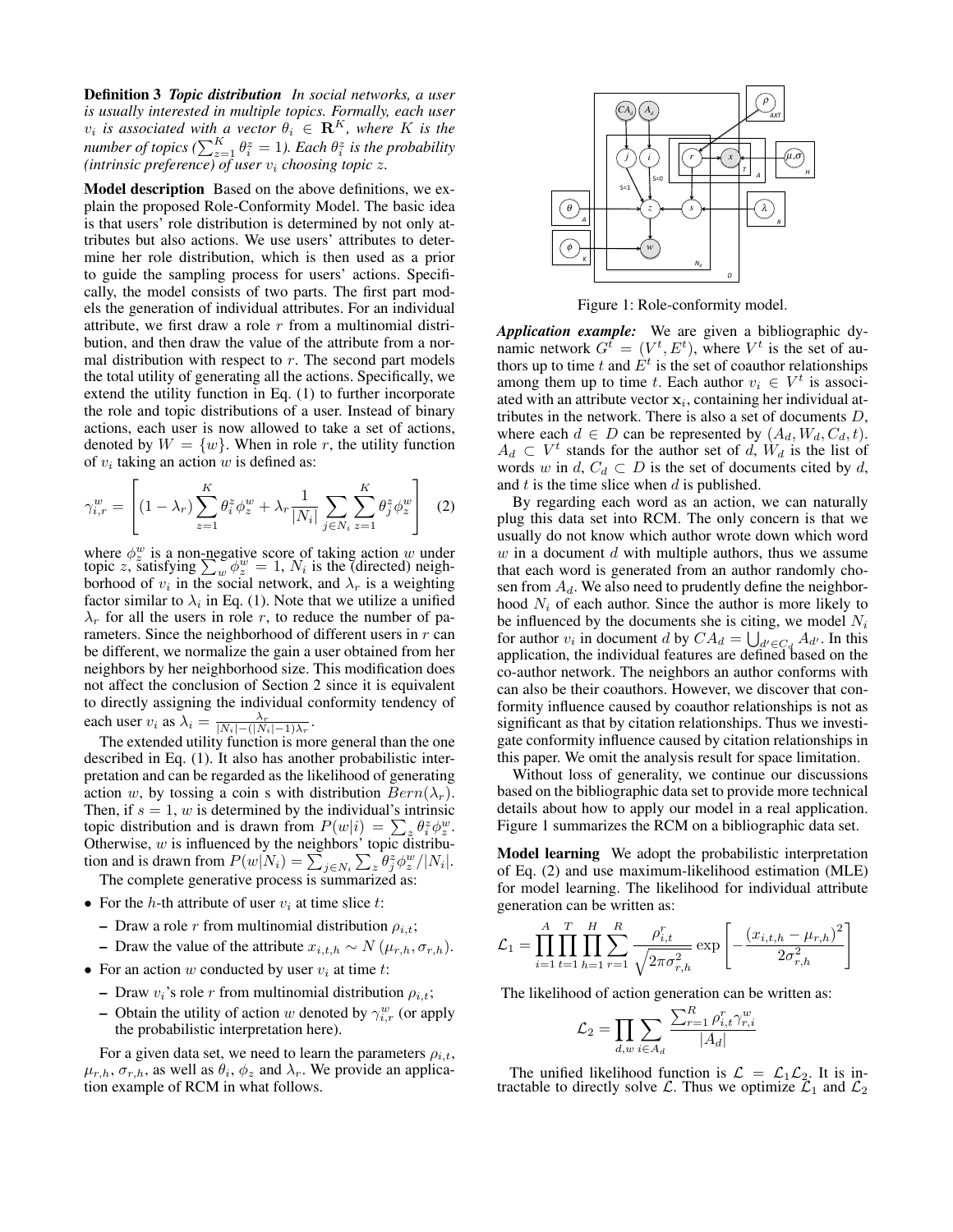**Definition 3** ***Topic distribution*** *In social networks, a user is usually interested in multiple topics. Formally, each user $v_i$ is associated with a vector $\theta_i \in \mathbf{R}^K$, where $K$ is the number of topics ($\sum_{z=1}^{K} \theta_i^z = 1$). Each $\theta_i^z$ is the probability (intrinsic preference) of user $v_i$ choosing topic $z$.*

**Model description** Based on the above definitions, we explain the proposed Role-Conformity Model. The basic idea is that users' role distribution is determined by not only attributes but also actions. We use users' attributes to determine her role distribution, which is then used as a prior to guide the sampling process for users' actions. Specifically, the model consists of two parts. The first part models the generation of individual attributes. For an individual attribute, we first draw a role $r$ from a multinomial distribution, and then draw the value of the attribute from a normal distribution with respect to $r$. The second part models the total utility of generating all the actions. Specifically, we extend the utility function in Eq. (1) to further incorporate the role and topic distributions of a user. Instead of binary actions, each user is now allowed to take a set of actions, denoted by $W = \{w\}$. When in role $r$, the utility function of $v_i$ taking an action $w$ is defined as:

$$\gamma_{i,r}^{w} = \left[ (1 - \lambda_r) \sum_{z=1}^{K} \theta_i^z \phi_z^w + \lambda_r \frac{1}{|N_i|} \sum_{j \in N_i} \sum_{z=1}^{K} \theta_j^z \phi_z^w \right] \quad (2)$$

where $\phi_z^w$ is a non-negative score of taking action $w$ under topic $z$, satisfying $\sum_w \phi_z^w = 1$, $N_i$ is the (directed) neighborhood of $v_i$ in the social network, and $\lambda_r$ is a weighting factor similar to $\lambda_i$ in Eq. (1). Note that we utilize a unified $\lambda_r$ for all the users in role $r$, to reduce the number of parameters. Since the neighborhood of different users in $r$ can be different, we normalize the gain a user obtained from her neighbors by her neighborhood size. This modification does not affect the conclusion of Section 2 since it is equivalent to directly assigning the individual conformity tendency of each user $v_i$ as $\lambda_i = \frac{\lambda_r}{|N_i| - (|N_i| - 1)\lambda_r}$.

The extended utility function is more general than the one described in Eq. (1). It also has another probabilistic interpretation and can be regarded as the likelihood of generating action $w$, by tossing a coin s with distribution $Bern(\lambda_r)$. Then, if $s = 1$, $w$ is determined by the individual's intrinsic topic distribution and is drawn from $P(w|i) = \sum_z \theta_i^z \phi_z^w$. Otherwise, $w$ is influenced by the neighbors' topic distribution and is drawn from $P(w|N_i) = \sum_{j \in N_i} \sum_z \theta_j^z \phi_z^w / |N_i|$.

The complete generative process is summarized as:

- For the $h$-th attribute of user $v_i$ at time slice $t$:
  - Draw a role $r$ from multinomial distribution $\rho_{i,t}$;
  - Draw the value of the attribute $x_{i,t,h} \sim N(\mu_{r,h}, \sigma_{r,h})$.
- For an action $w$ conducted by user $v_i$ at time $t$:
  - Draw $v_i$'s role $r$ from multinomial distribution $\rho_{i,t}$;
  - Obtain the utility of action $w$ denoted by $\gamma_{i,r}^w$ (or apply the probabilistic interpretation here).

For a given data set, we need to learn the parameters $\rho_{i,t}$, $\mu_{r,h}$, $\sigma_{r,h}$, as well as $\theta_i$, $\phi_z$ and $\lambda_r$. We provide an application example of RCM in what follows.

Figure 1: Role-conformity model.

***Application example:*** We are given a bibliographic dynamic network $G^t = (V^t, E^t)$, where $V^t$ is the set of authors up to time $t$ and $E^t$ is the set of coauthor relationships among them up to time $t$. Each author $v_i \in V^t$ is associated with an attribute vector $\mathbf{x}_i$, containing her individual attributes in the network. There is also a set of documents $D$, where each $d \in D$ can be represented by $(A_d, W_d, C_d, t)$. $A_d \subset V^t$ stands for the author set of $d$, $W_d$ is the list of words $w$ in $d$, $C_d \subset D$ is the set of documents cited by $d$, and $t$ is the time slice when $d$ is published.

By regarding each word as an action, we can naturally plug this data set into RCM. The only concern is that we usually do not know which author wrote down which word $w$ in a document $d$ with multiple authors, thus we assume that each word is generated from an author randomly chosen from $A_d$. We also need to prudently define the neighborhood $N_i$ of each author. Since the author is more likely to be influenced by the documents she is citing, we model $N_i$ for author $v_i$ in document $d$ by $CA_d = \bigcup_{d' \in C_d} A_{d'}$. In this application, the individual features are defined based on the co-author network. The neighbors an author conforms with can also be their coauthors. However, we discover that conformity influence caused by coauthor relationships is not as significant as that by citation relationships. Thus we investigate conformity influence caused by citation relationships in this paper. We omit the analysis result for space limitation.

Without loss of generality, we continue our discussions based on the bibliographic data set to provide more technical details about how to apply our model in a real application. Figure 1 summarizes the RCM on a bibliographic data set.

**Model learning** We adopt the probabilistic interpretation of Eq. (2) and use maximum-likelihood estimation (MLE) for model learning. The likelihood for individual attribute generation can be written as:

$$\mathcal{L}_1 = \prod_{i=1}^{A} \prod_{t=1}^{T} \prod_{h=1}^{H} \sum_{r=1}^{R} \frac{\rho_{i,t}^r}{\sqrt{2\pi\sigma_{r,h}^2}} \exp\left[ -\frac{(x_{i,t,h} - \mu_{r,h})^2}{2\sigma_{r,h}^2} \right]$$

The likelihood of action generation can be written as:

$$\mathcal{L}_2 = \prod_{d,w} \sum_{i \in A_d} \frac{\sum_{r=1}^{R} \rho_{i,t}^r \gamma_{r,i}^w}{|A_d|}$$

The unified likelihood function is $\mathcal{L} = \mathcal{L}_1 \mathcal{L}_2$. It is intractable to directly solve $\mathcal{L}$. Thus we optimize $\mathcal{L}_1$ and $\mathcal{L}_2$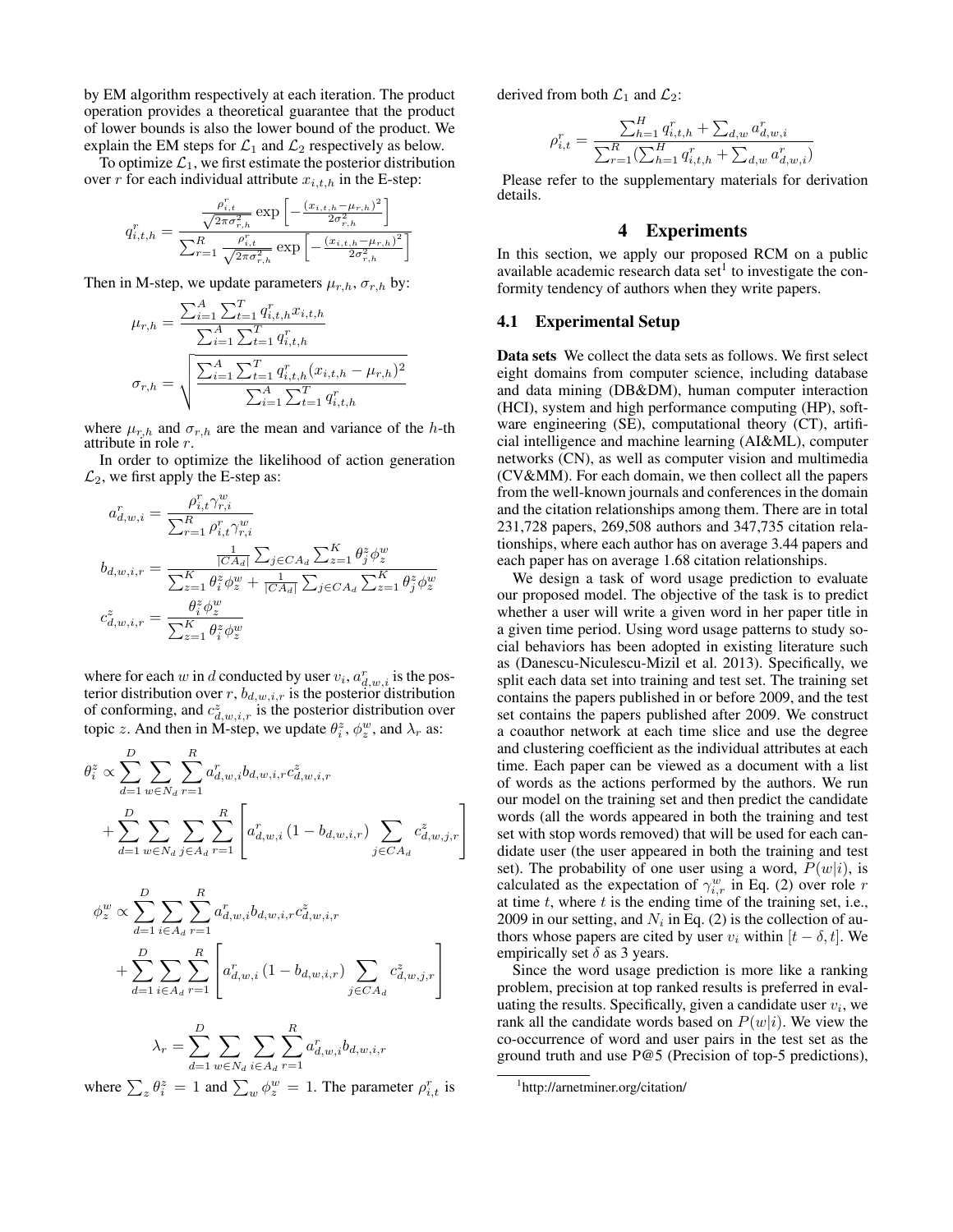by EM algorithm respectively at each iteration. The product operation provides a theoretical guarantee that the product of lower bounds is also the lower bound of the product. We explain the EM steps for $\mathcal{L}_1$ and $\mathcal{L}_2$ respectively as below.

To optimize $\mathcal{L}_1$, we first estimate the posterior distribution over $r$ for each individual attribute $x_{i,t,h}$ in the E-step:

$$q^r_{i,t,h} = \frac{\frac{\rho^r_{i,t}}{\sqrt{2\pi\sigma^2_{r,h}}} \exp\left[-\frac{(x_{i,t,h}-\mu_{r,h})^2}{2\sigma^2_{r,h}}\right]}{\sum_{r=1}^R \frac{\rho^r_{i,t}}{\sqrt{2\pi\sigma^2_{r,h}}} \exp\left[-\frac{(x_{i,t,h}-\mu_{r,h})^2}{2\sigma^2_{r,h}}\right]}$$

Then in M-step, we update parameters $\mu_{r,h}$, $\sigma_{r,h}$ by:

$$\mu_{r,h} = \frac{\sum_{i=1}^A \sum_{t=1}^T q^r_{i,t,h} x_{i,t,h}}{\sum_{i=1}^A \sum_{t=1}^T q^r_{i,t,h}}$$

$$\sigma_{r,h} = \sqrt{\frac{\sum_{i=1}^A \sum_{t=1}^T q^r_{i,t,h}(x_{i,t,h}-\mu_{r,h})^2}{\sum_{i=1}^A \sum_{t=1}^T q^r_{i,t,h}}}$$

where $\mu_{r,h}$ and $\sigma_{r,h}$ are the mean and variance of the $h$-th attribute in role $r$.

In order to optimize the likelihood of action generation $\mathcal{L}_2$, we first apply the E-step as:

$$a^r_{d,w,i} = \frac{\rho^r_{i,t}\gamma^w_{r,i}}{\sum_{r=1}^R \rho^r_{i,t}\gamma^w_{r,i}}$$

$$b_{d,w,i,r} = \frac{\frac{1}{|CA_d|}\sum_{j\in CA_d}\sum_{z=1}^K \theta^z_j \phi^w_z}{\sum_{z=1}^K \theta^z_i \phi^w_z + \frac{1}{|CA_d|}\sum_{j\in CA_d}\sum_{z=1}^K \theta^z_j \phi^w_z}$$

$$c^z_{d,w,i,r} = \frac{\theta^z_i \phi^w_z}{\sum_{z=1}^K \theta^z_i \phi^w_z}$$

where for each $w$ in $d$ conducted by user $v_i$, $a^r_{d,w,i}$ is the posterior distribution over $r$, $b_{d,w,i,r}$ is the posterior distribution of conforming, and $c^z_{d,w,i,r}$ is the posterior distribution over topic $z$. And then in M-step, we update $\theta^z_i$, $\phi^w_z$, and $\lambda_r$ as:

$$\theta^z_i \propto \sum_{d=1}^D \sum_{w\in N_d} \sum_{r=1}^R a^r_{d,w,i} b_{d,w,i,r} c^z_{d,w,i,r} + \sum_{d=1}^D \sum_{w\in N_d} \sum_{j\in A_d} \sum_{r=1}^R \left[ a^r_{d,w,i}\left(1-b_{d,w,i,r}\right) \sum_{j\in CA_d} c^z_{d,w,j,r} \right]$$

$$\phi^w_z \propto \sum_{d=1}^D \sum_{i\in A_d} \sum_{r=1}^R a^r_{d,w,i} b_{d,w,i,r} c^z_{d,w,i,r} + \sum_{d=1}^D \sum_{i\in A_d} \sum_{r=1}^R \left[ a^r_{d,w,i}\left(1-b_{d,w,i,r}\right) \sum_{j\in CA_d} c^z_{d,w,j,r} \right]$$

$$\lambda_r = \sum_{d=1}^D \sum_{w\in N_d} \sum_{i\in A_d} \sum_{r=1}^R a^r_{d,w,i} b_{d,w,i,r}$$

where $\sum_z \theta^z_i = 1$ and $\sum_w \phi^w_z = 1$. The parameter $\rho^r_{i,t}$ is derived from both $\mathcal{L}_1$ and $\mathcal{L}_2$:

$$\rho^r_{i,t} = \frac{\sum_{h=1}^H q^r_{i,t,h} + \sum_{d,w} a^r_{d,w,i}}{\sum_{r=1}^R (\sum_{h=1}^H q^r_{i,t,h} + \sum_{d,w} a^r_{d,w,i})}$$

Please refer to the supplementary materials for derivation details.

## 4 Experiments

In this section, we apply our proposed RCM on a public available academic research data set[1] to investigate the conformity tendency of authors when they write papers.

### 4.1 Experimental Setup

**Data sets** We collect the data sets as follows. We first select eight domains from computer science, including database and data mining (DB&DM), human computer interaction (HCI), system and high performance computing (HP), software engineering (SE), computational theory (CT), artificial intelligence and machine learning (AI&ML), computer networks (CN), as well as computer vision and multimedia (CV&MM). For each domain, we then collect all the papers from the well-known journals and conferences in the domain and the citation relationships among them. There are in total 231,728 papers, 269,508 authors and 347,735 citation relationships, where each author has on average 3.44 papers and each paper has on average 1.68 citation relationships.

We design a task of word usage prediction to evaluate our proposed model. The objective of the task is to predict whether a user will write a given word in her paper title in a given time period. Using word usage patterns to study social behaviors has been adopted in existing literature such as (Danescu-Niculescu-Mizil et al. 2013). Specifically, we split each data set into training and test set. The training set contains the papers published in or before 2009, and the test set contains the papers published after 2009. We construct a coauthor network at each time slice and use the degree and clustering coefficient as the individual attributes at each time. Each paper can be viewed as a document with a list of words as the actions performed by the authors. We run our model on the training set and then predict the candidate words (all the words appeared in both the training and test set with stop words removed) that will be used for each candidate user (the user appeared in both the training and test set). The probability of one user using a word, $P(w|i)$, is calculated as the expectation of $\gamma^w_{i,r}$ in Eq. (2) over role $r$ at time $t$, where $t$ is the ending time of the training set, i.e., 2009 in our setting, and $N_i$ in Eq. (2) is the collection of authors whose papers are cited by user $v_i$ within $[t-\delta, t]$. We empirically set $\delta$ as 3 years.

Since the word usage prediction is more like a ranking problem, precision at top ranked results is preferred in evaluating the results. Specifically, given a candidate user $v_i$, we rank all the candidate words based on $P(w|i)$. We view the co-occurrence of word and user pairs in the test set as the ground truth and use P@5 (Precision of top-5 predictions),

[1] http://arnetminer.org/citation/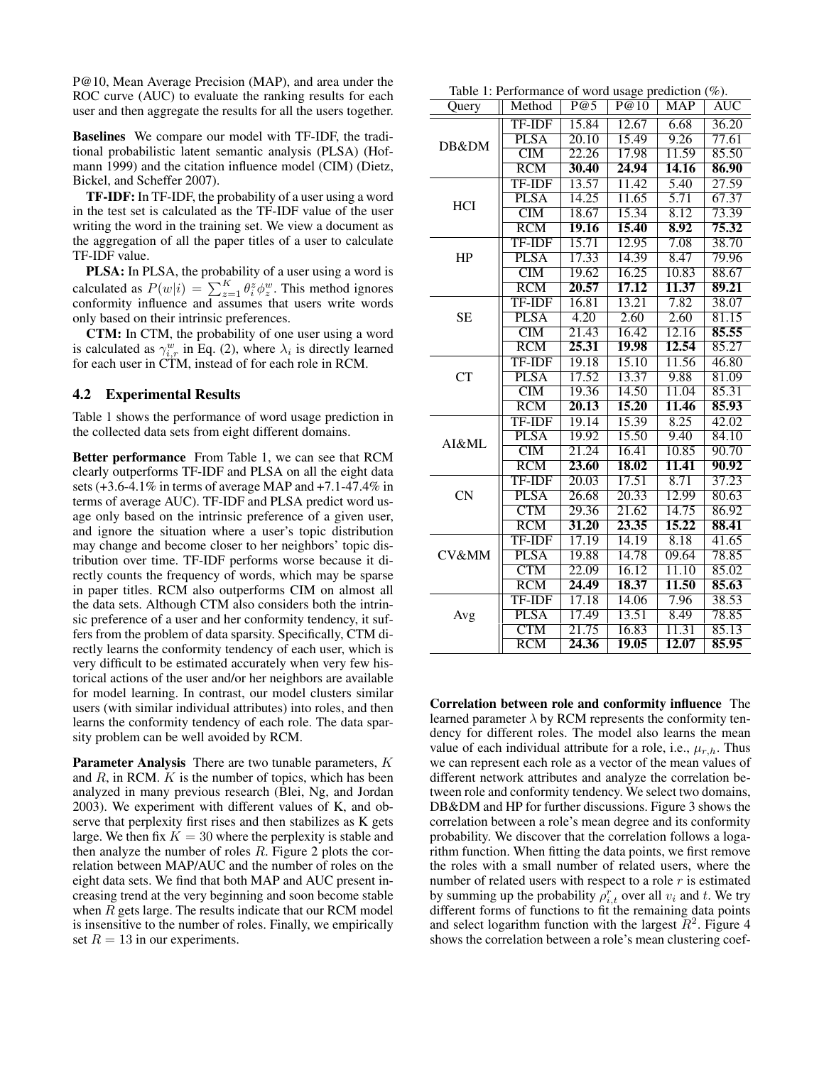P@10, Mean Average Precision (MAP), and area under the ROC curve (AUC) to evaluate the ranking results for each user and then aggregate the results for all the users together.

**Baselines** We compare our model with TF-IDF, the traditional probabilistic latent semantic analysis (PLSA) (Hofmann 1999) and the citation influence model (CIM) (Dietz, Bickel, and Scheffer 2007).

**TF-IDF:** In TF-IDF, the probability of a user using a word in the test set is calculated as the TF-IDF value of the user writing the word in the training set. We view a document as the aggregation of all the paper titles of a user to calculate TF-IDF value.

**PLSA:** In PLSA, the probability of a user using a word is calculated as $P(w|i) = \sum_{z=1}^{K} \theta_i^z \phi_z^w$. This method ignores conformity influence and assumes that users write words only based on their intrinsic preferences.

**CTM:** In CTM, the probability of one user using a word is calculated as $\gamma_{i,r}^w$ in Eq. (2), where $\lambda_i$ is directly learned for each user in CTM, instead of for each role in RCM.

## 4.2 Experimental Results

Table 1 shows the performance of word usage prediction in the collected data sets from eight different domains.

**Better performance** From Table 1, we can see that RCM clearly outperforms TF-IDF and PLSA on all the eight data sets (+3.6-4.1% in terms of average MAP and +7.1-47.4% in terms of average AUC). TF-IDF and PLSA predict word usage only based on the intrinsic preference of a given user, and ignore the situation where a user's topic distribution may change and become closer to her neighbors' topic distribution over time. TF-IDF performs worse because it directly counts the frequency of words, which may be sparse in paper titles. RCM also outperforms CIM on almost all the data sets. Although CTM also considers both the intrinsic preference of a user and her conformity tendency, it suffers from the problem of data sparsity. Specifically, CTM directly learns the conformity tendency of each user, which is very difficult to be estimated accurately when very few historical actions of the user and/or her neighbors are available for model learning. In contrast, our model clusters similar users (with similar individual attributes) into roles, and then learns the conformity tendency of each role. The data sparsity problem can be well avoided by RCM.

**Parameter Analysis** There are two tunable parameters, $K$ and $R$, in RCM. $K$ is the number of topics, which has been analyzed in many previous research (Blei, Ng, and Jordan 2003). We experiment with different values of K, and observe that perplexity first rises and then stabilizes as K gets large. We then fix $K = 30$ where the perplexity is stable and then analyze the number of roles $R$. Figure 2 plots the correlation between MAP/AUC and the number of roles on the eight data sets. We find that both MAP and AUC present increasing trend at the very beginning and soon become stable when $R$ gets large. The results indicate that our RCM model is insensitive to the number of roles. Finally, we empirically set $R = 13$ in our experiments.

Table 1: Performance of word usage prediction (%).

| Query | Method | P@5 | P@10 | MAP | AUC |
|---|---|---|---|---|---|
| DB&DM | TF-IDF | 15.84 | 12.67 | 6.68 | 36.20 |
| | PLSA | 20.10 | 15.49 | 9.26 | 77.61 |
| | CIM | 22.26 | 17.98 | 11.59 | 85.50 |
| | RCM | **30.40** | **24.94** | **14.16** | **86.90** |
| HCI | TF-IDF | 13.57 | 11.42 | 5.40 | 27.59 |
| | PLSA | 14.25 | 11.65 | 5.71 | 67.37 |
| | CIM | 18.67 | 15.34 | 8.12 | 73.39 |
| | RCM | **19.16** | **15.40** | **8.92** | **75.32** |
| HP | TF-IDF | 15.71 | 12.95 | 7.08 | 38.70 |
| | PLSA | 17.33 | 14.39 | 8.47 | 79.96 |
| | CIM | 19.62 | 16.25 | 10.83 | 88.67 |
| | RCM | **20.57** | **17.12** | **11.37** | **89.21** |
| SE | TF-IDF | 16.81 | 13.21 | 7.82 | 38.07 |
| | PLSA | 4.20 | 2.60 | 2.60 | 81.15 |
| | CIM | 21.43 | 16.42 | 12.16 | **85.55** |
| | RCM | **25.31** | **19.98** | **12.54** | 85.27 |
| CT | TF-IDF | 19.18 | 15.10 | 11.56 | 46.80 |
| | PLSA | 17.52 | 13.37 | 9.88 | 81.09 |
| | CIM | 19.36 | 14.50 | 11.04 | 85.31 |
| | RCM | **20.13** | **15.20** | **11.46** | **85.93** |
| AI&ML | TF-IDF | 19.14 | 15.39 | 8.25 | 42.02 |
| | PLSA | 19.92 | 15.50 | 9.40 | 84.10 |
| | CIM | 21.24 | 16.41 | 10.85 | 90.70 |
| | RCM | **23.60** | **18.02** | **11.41** | **90.92** |
| CN | TF-IDF | 20.03 | 17.51 | 8.71 | 37.23 |
| | PLSA | 26.68 | 20.33 | 12.99 | 80.63 |
| | CTM | 29.36 | 21.62 | 14.75 | 86.92 |
| | RCM | **31.20** | **23.35** | **15.22** | **88.41** |
| CV&MM | TF-IDF | 17.19 | 14.19 | 8.18 | 41.65 |
| | PLSA | 19.88 | 14.78 | 09.64 | 78.85 |
| | CTM | 22.09 | 16.12 | 11.10 | 85.02 |
| | RCM | **24.49** | **18.37** | **11.50** | **85.63** |
| Avg | TF-IDF | 17.18 | 14.06 | 7.96 | 38.53 |
| | PLSA | 17.49 | 13.51 | 8.49 | 78.85 |
| | CTM | 21.75 | 16.83 | 11.31 | 85.13 |
| | RCM | **24.36** | **19.05** | **12.07** | **85.95** |

**Correlation between role and conformity influence** The learned parameter $\lambda$ by RCM represents the conformity tendency for different roles. The model also learns the mean value of each individual attribute for a role, i.e., $\mu_{r,h}$. Thus we can represent each role as a vector of the mean values of different network attributes and analyze the correlation between role and conformity tendency. We select two domains, DB&DM and HP for further discussions. Figure 3 shows the correlation between a role's mean degree and its conformity probability. We discover that the correlation follows a logarithm function. When fitting the data points, we first remove the roles with a small number of related users, where the number of related users with respect to a role $r$ is estimated by summing up the probability $\rho_{i,t}^r$ over all $v_i$ and $t$. We try different forms of functions to fit the remaining data points and select logarithm function with the largest $R^2$. Figure 4 shows the correlation between a role's mean clustering coef-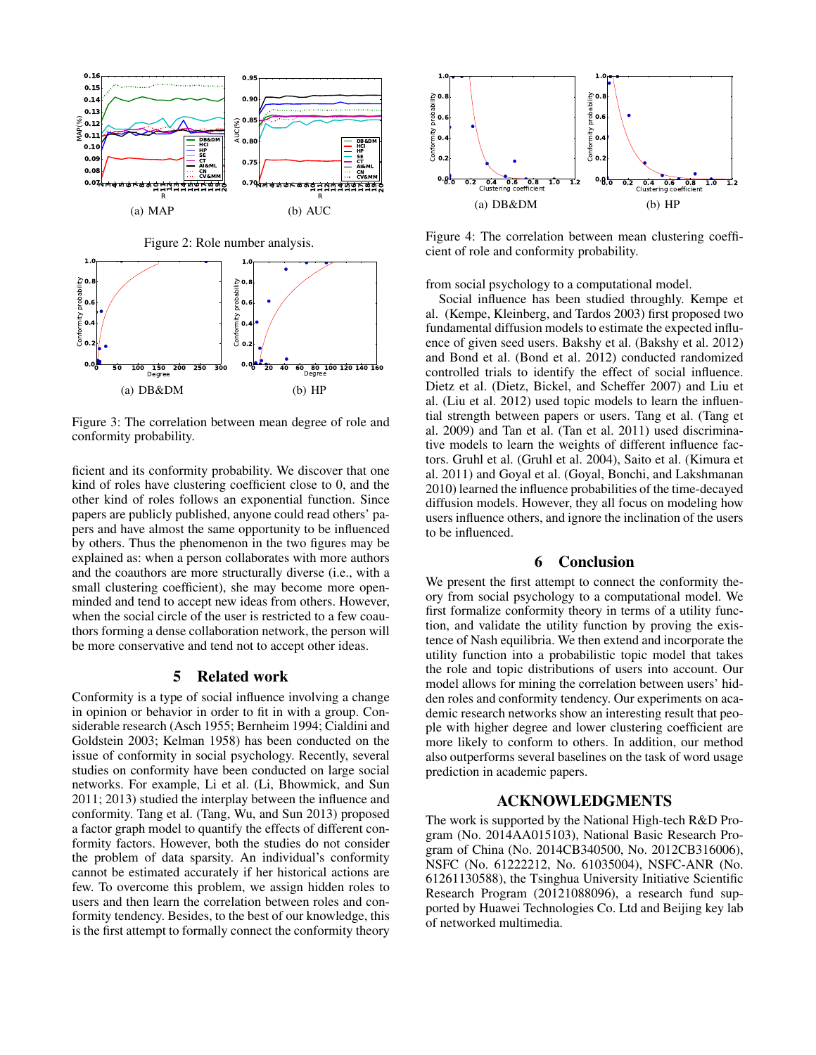(a) MAP

(b) AUC

Figure 2: Role number analysis.

(a) DB&DM

(b) HP

Figure 3: The correlation between mean degree of role and conformity probability.

ficient and its conformity probability. We discover that one kind of roles have clustering coefficient close to 0, and the other kind of roles follows an exponential function. Since papers are publicly published, anyone could read others' papers and have almost the same opportunity to be influenced by others. Thus the phenomenon in the two figures may be explained as: when a person collaborates with more authors and the coauthors are more structurally diverse (i.e., with a small clustering coefficient), she may become more open-minded and tend to accept new ideas from others. However, when the social circle of the user is restricted to a few coauthors forming a dense collaboration network, the person will be more conservative and tend not to accept other ideas.

## 5 Related work

Conformity is a type of social influence involving a change in opinion or behavior in order to fit in with a group. Considerable research (Asch 1955; Bernheim 1994; Cialdini and Goldstein 2003; Kelman 1958) has been conducted on the issue of conformity in social psychology. Recently, several studies on conformity have been conducted on large social networks. For example, Li et al. (Li, Bhowmick, and Sun 2011; 2013) studied the interplay between the influence and conformity. Tang et al. (Tang, Wu, and Sun 2013) proposed a factor graph model to quantify the effects of different conformity factors. However, both the studies do not consider the problem of data sparsity. An individual's conformity cannot be estimated accurately if her historical actions are few. To overcome this problem, we assign hidden roles to users and then learn the correlation between roles and conformity tendency. Besides, to the best of our knowledge, this is the first attempt to formally connect the conformity theory from social psychology to a computational model.

(a) DB&DM

(b) HP

Figure 4: The correlation between mean clustering coefficient of role and conformity probability.

Social influence has been studied throughly. Kempe et al. (Kempe, Kleinberg, and Tardos 2003) first proposed two fundamental diffusion models to estimate the expected influence of given seed users. Bakshy et al. (Bakshy et al. 2012) and Bond et al. (Bond et al. 2012) conducted randomized controlled trials to identify the effect of social influence. Dietz et al. (Dietz, Bickel, and Scheffer 2007) and Liu et al. (Liu et al. 2012) used topic models to learn the influential strength between papers or users. Tang et al. (Tang et al. 2009) and Tan et al. (Tan et al. 2011) used discriminative models to learn the weights of different influence factors. Gruhl et al. (Gruhl et al. 2004), Saito et al. (Kimura et al. 2011) and Goyal et al. (Goyal, Bonchi, and Lakshmanan 2010) learned the influence probabilities of the time-decayed diffusion models. However, they all focus on modeling how users influence others, and ignore the inclination of the users to be influenced.

## 6 Conclusion

We present the first attempt to connect the conformity theory from social psychology to a computational model. We first formalize conformity theory in terms of a utility function, and validate the utility function by proving the existence of Nash equilibria. We then extend and incorporate the utility function into a probabilistic topic model that takes the role and topic distributions of users into account. Our model allows for mining the correlation between users' hidden roles and conformity tendency. Our experiments on academic research networks show an interesting result that people with higher degree and lower clustering coefficient are more likely to conform to others. In addition, our method also outperforms several baselines on the task of word usage prediction in academic papers.

## ACKNOWLEDGMENTS

The work is supported by the National High-tech R&D Program (No. 2014AA015103), National Basic Research Program of China (No. 2014CB340500, No. 2012CB316006), NSFC (No. 61222212, No. 61035004), NSFC-ANR (No. 61261130588), the Tsinghua University Initiative Scientific Research Program (20121088096), a research fund supported by Huawei Technologies Co. Ltd and Beijing key lab of networked multimedia.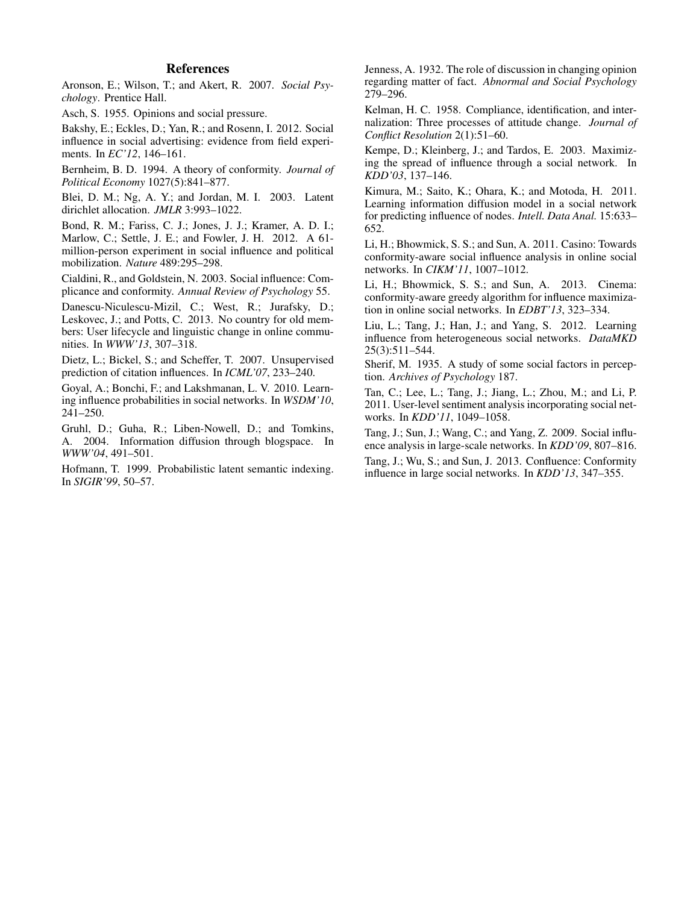## References

Aronson, E.; Wilson, T.; and Akert, R. 2007. *Social Psychology*. Prentice Hall.

Asch, S. 1955. Opinions and social pressure.

Bakshy, E.; Eckles, D.; Yan, R.; and Rosenn, I. 2012. Social influence in social advertising: evidence from field experiments. In *EC'12*, 146–161.

Bernheim, B. D. 1994. A theory of conformity. *Journal of Political Economy* 1027(5):841–877.

Blei, D. M.; Ng, A. Y.; and Jordan, M. I. 2003. Latent dirichlet allocation. *JMLR* 3:993–1022.

Bond, R. M.; Fariss, C. J.; Jones, J. J.; Kramer, A. D. I.; Marlow, C.; Settle, J. E.; and Fowler, J. H. 2012. A 61-million-person experiment in social influence and political mobilization. *Nature* 489:295–298.

Cialdini, R., and Goldstein, N. 2003. Social influence: Complicance and conformity. *Annual Review of Psychology* 55.

Danescu-Niculescu-Mizil, C.; West, R.; Jurafsky, D.; Leskovec, J.; and Potts, C. 2013. No country for old members: User lifecycle and linguistic change in online communities. In *WWW'13*, 307–318.

Dietz, L.; Bickel, S.; and Scheffer, T. 2007. Unsupervised prediction of citation influences. In *ICML'07*, 233–240.

Goyal, A.; Bonchi, F.; and Lakshmanan, L. V. 2010. Learning influence probabilities in social networks. In *WSDM'10*, 241–250.

Gruhl, D.; Guha, R.; Liben-Nowell, D.; and Tomkins, A. 2004. Information diffusion through blogspace. In *WWW'04*, 491–501.

Hofmann, T. 1999. Probabilistic latent semantic indexing. In *SIGIR'99*, 50–57.

Jenness, A. 1932. The role of discussion in changing opinion regarding matter of fact. *Abnormal and Social Psychology* 279–296.

Kelman, H. C. 1958. Compliance, identification, and internalization: Three processes of attitude change. *Journal of Conflict Resolution* 2(1):51–60.

Kempe, D.; Kleinberg, J.; and Tardos, E. 2003. Maximizing the spread of influence through a social network. In *KDD'03*, 137–146.

Kimura, M.; Saito, K.; Ohara, K.; and Motoda, H. 2011. Learning information diffusion model in a social network for predicting influence of nodes. *Intell. Data Anal.* 15:633–652.

Li, H.; Bhowmick, S. S.; and Sun, A. 2011. Casino: Towards conformity-aware social influence analysis in online social networks. In *CIKM'11*, 1007–1012.

Li, H.; Bhowmick, S. S.; and Sun, A. 2013. Cinema: conformity-aware greedy algorithm for influence maximization in online social networks. In *EDBT'13*, 323–334.

Liu, L.; Tang, J.; Han, J.; and Yang, S. 2012. Learning influence from heterogeneous social networks. *DataMKD* 25(3):511–544.

Sherif, M. 1935. A study of some social factors in perception. *Archives of Psychology* 187.

Tan, C.; Lee, L.; Tang, J.; Jiang, L.; Zhou, M.; and Li, P. 2011. User-level sentiment analysis incorporating social networks. In *KDD'11*, 1049–1058.

Tang, J.; Sun, J.; Wang, C.; and Yang, Z. 2009. Social influence analysis in large-scale networks. In *KDD'09*, 807–816.

Tang, J.; Wu, S.; and Sun, J. 2013. Confluence: Conformity influence in large social networks. In *KDD'13*, 347–355.